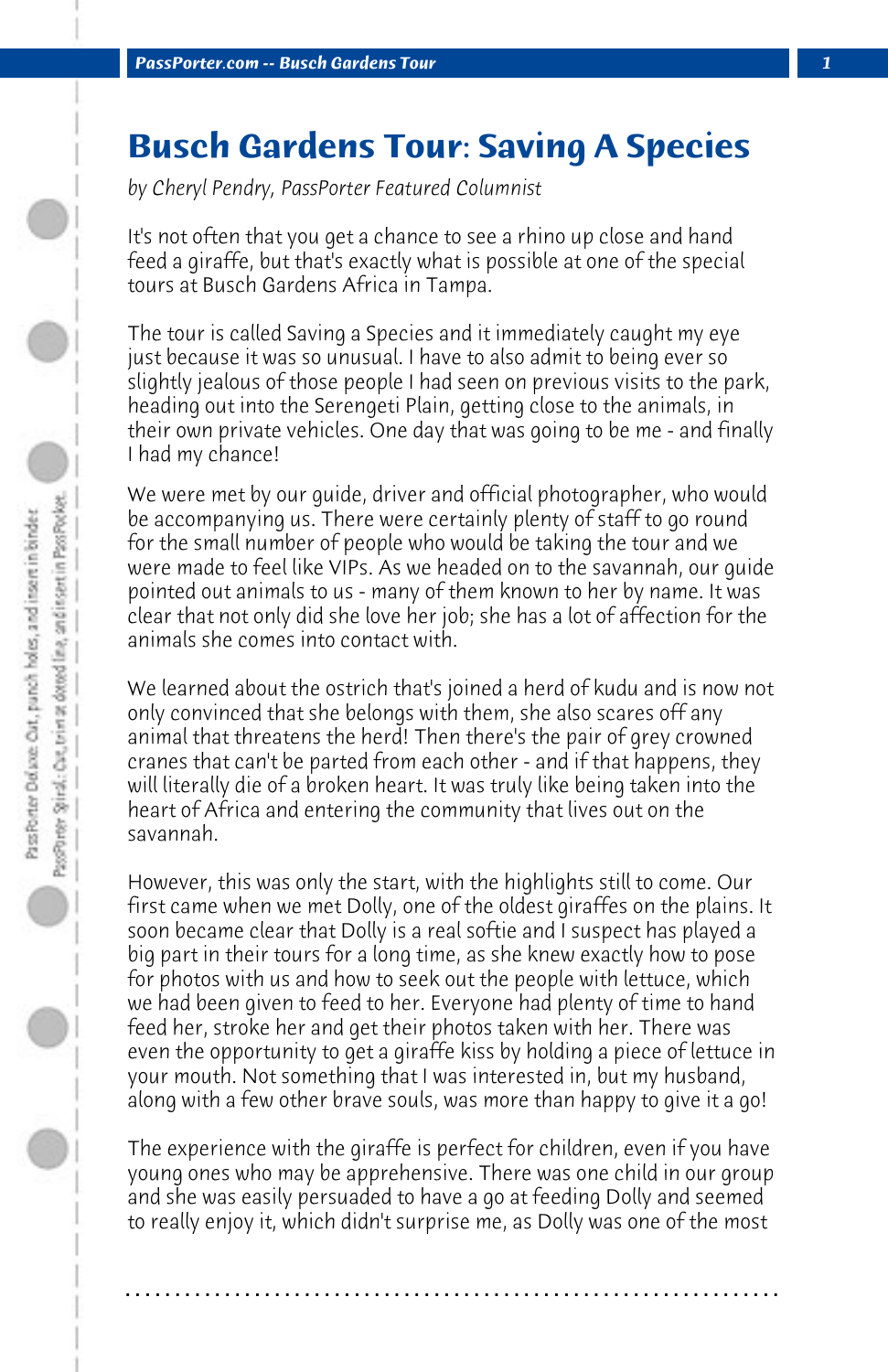# Busch Gardens Tour: Saving A Species

*by Cheryl Pendry, PassPorter Featured Columnist*

It's not often that you get a chance to see a rhino up close and hand feed a giraffe, but that's exactly what is possible at one of the special tours at Busch Gardens Africa in Tampa.

The tour is called Saving a Species and it immediately caught my eye just because it was so unusual. I have to also admit to being ever so slightly jealous of those people I had seen on previous visits to the park, heading out into the Serengeti Plain, getting close to the animals, in their own private vehicles. One day that was going to be me - and finally I had my chance!

We were met by our guide, driver and official photographer, who would be accompanying us. There were certainly plenty of staff to go round for the small number of people who would be taking the tour and we were made to feel like VIPs. As we headed on to the savannah, our guide pointed out animals to us - many of them known to her by name. It was clear that not only did she love her job; she has a lot of affection for the animals she comes into contact with.

We learned about the ostrich that's joined a herd of kudu and is now not only convinced that she belongs with them, she also scares off any animal that threatens the herd! Then there's the pair of grey crowned cranes that can't be parted from each other - and if that happens, they will literally die of a broken heart. It was truly like being taken into the heart of Africa and entering the community that lives out on the savannah.

However, this was only the start, with the highlights still to come. Our first came when we met Dolly, one of the oldest giraffes on the plains. It soon became clear that Dolly is a real softie and I suspect has played a big part in their tours for a long time, as she knew exactly how to pose for photos with us and how to seek out the people with lettuce, which we had been given to feed to her. Everyone had plenty of time to hand feed her, stroke her and get their photos taken with her. There was even the opportunity to get a giraffe kiss by holding a piece of lettuce in your mouth. Not something that I was interested in, but my husband, along with a few other brave souls, was more than happy to give it a go!

The experience with the giraffe is perfect for children, even if you have young ones who may be apprehensive. There was one child in our group and she was easily persuaded to have a go at feeding Dolly and seemed to really enjoy it, which didn't surprise me, as Dolly was one of the most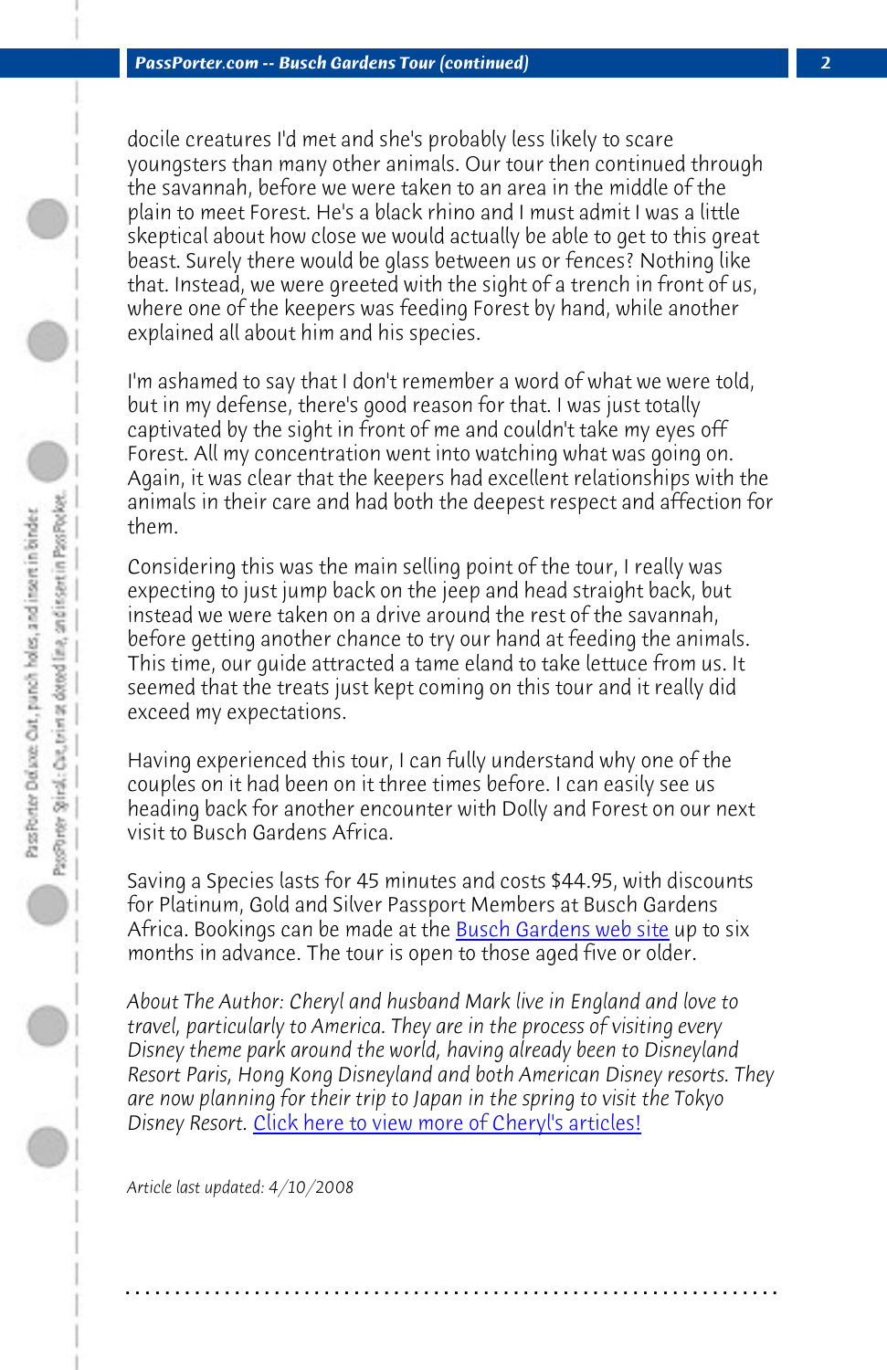docile creatures I'd met and she's probably less likely to scare youngsters than many other animals. Our tour then continued through the savannah, before we were taken to an area in the middle of the plain to meet Forest. He's a black rhino and I must admit I was a little skeptical about how close we would actually be able to get to this great beast. Surely there would be glass between us or fences? Nothing like that. Instead, we were greeted with the sight of a trench in front of us, where one of the keepers was feeding Forest by hand, while another explained all about him and his species.

I'm ashamed to say that I don't remember a word of what we were told, but in my defense, there's good reason for that. I was just totally captivated by the sight in front of me and couldn't take my eyes off Forest. All my concentration went into watching what was going on. Again, it was clear that the keepers had excellent relationships with the animals in their care and had both the deepest respect and affection for them.

Considering this was the main selling point of the tour, I really was expecting to just jump back on the jeep and head straight back, but instead we were taken on a drive around the rest of the savannah, before getting another chance to try our hand at feeding the animals. This time, our guide attracted a tame eland to take lettuce from us. It seemed that the treats just kept coming on this tour and it really did exceed my expectations.

Having experienced this tour, I can fully understand why one of the couples on it had been on it three times before. I can easily see us heading back for another encounter with Dolly and Forest on our next visit to Busch Gardens Africa.

Saving a Species lasts for 45 minutes and costs $44.95, with discounts for Platinum, Gold and Silver Passport Members at Busch Gardens Africa. Bookings can be made at the Busch Gardens web site up to six months in advance. The tour is open to those aged five or older.

*About The Author: Cheryl and husband Mark live in England and love to travel, particularly to America. They are in the process of visiting every Disney theme park around the world, having already been to Disneyland Resort Paris, Hong Kong Disneyland and both American Disney resorts. They are now planning for their trip to Japan in the spring to visit the Tokyo Disney Resort.* Click here to view more of Cheryl's articles!

*Article last updated: 4/10/2008*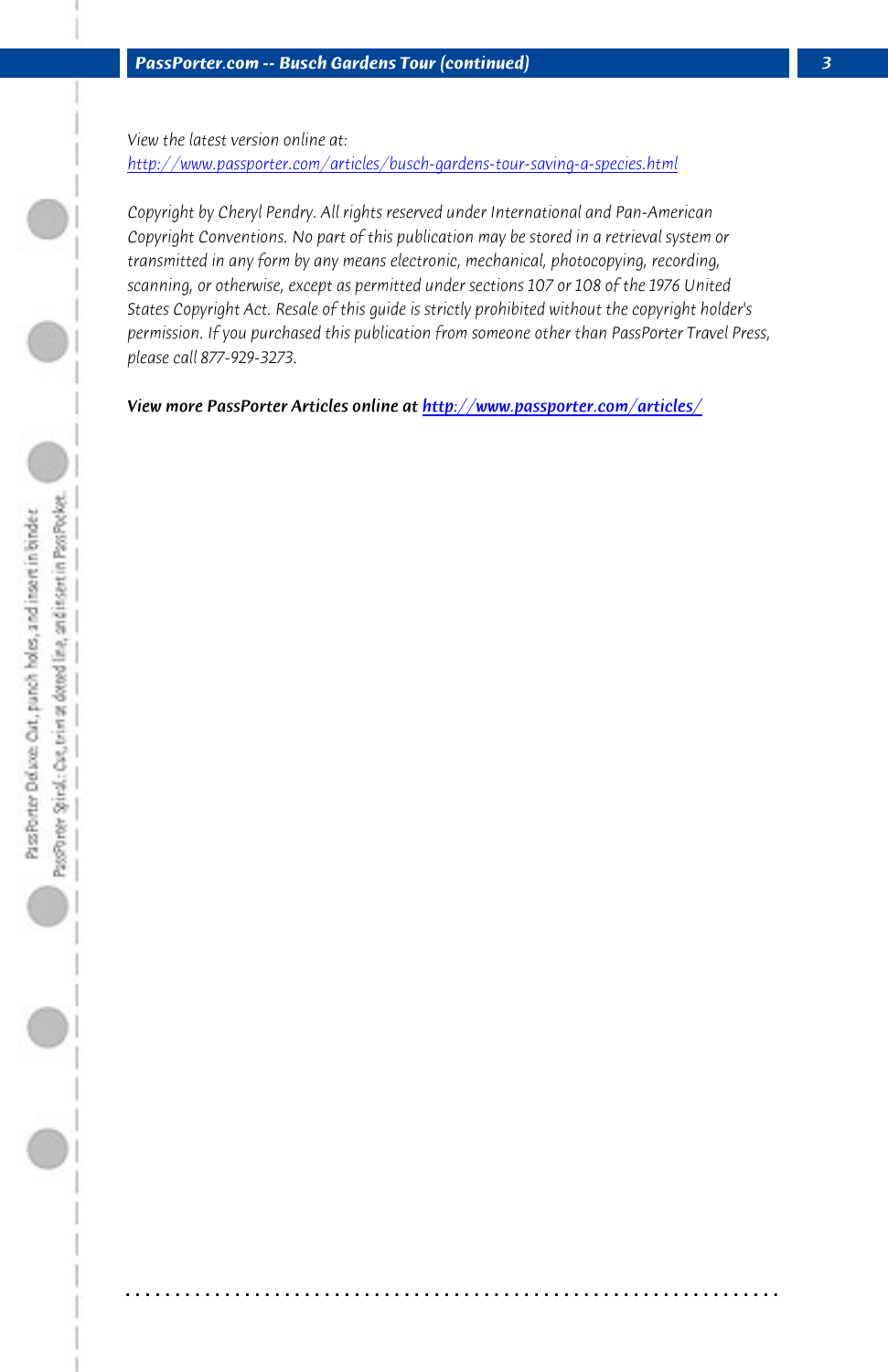*View the latest version online at:*
*http://www.passporter.com/articles/busch-gardens-tour-saving-a-species.html*

*Copyright by Cheryl Pendry. All rights reserved under International and Pan-American Copyright Conventions. No part of this publication may be stored in a retrieval system or transmitted in any form by any means electronic, mechanical, photocopying, recording, scanning, or otherwise, except as permitted under sections 107 or 108 of the 1976 United States Copyright Act. Resale of this guide is strictly prohibited without the copyright holder's permission. If you purchased this publication from someone other than PassPorter Travel Press, please call 877-929-3273.*

***View more PassPorter Articles online at http://www.passporter.com/articles/***